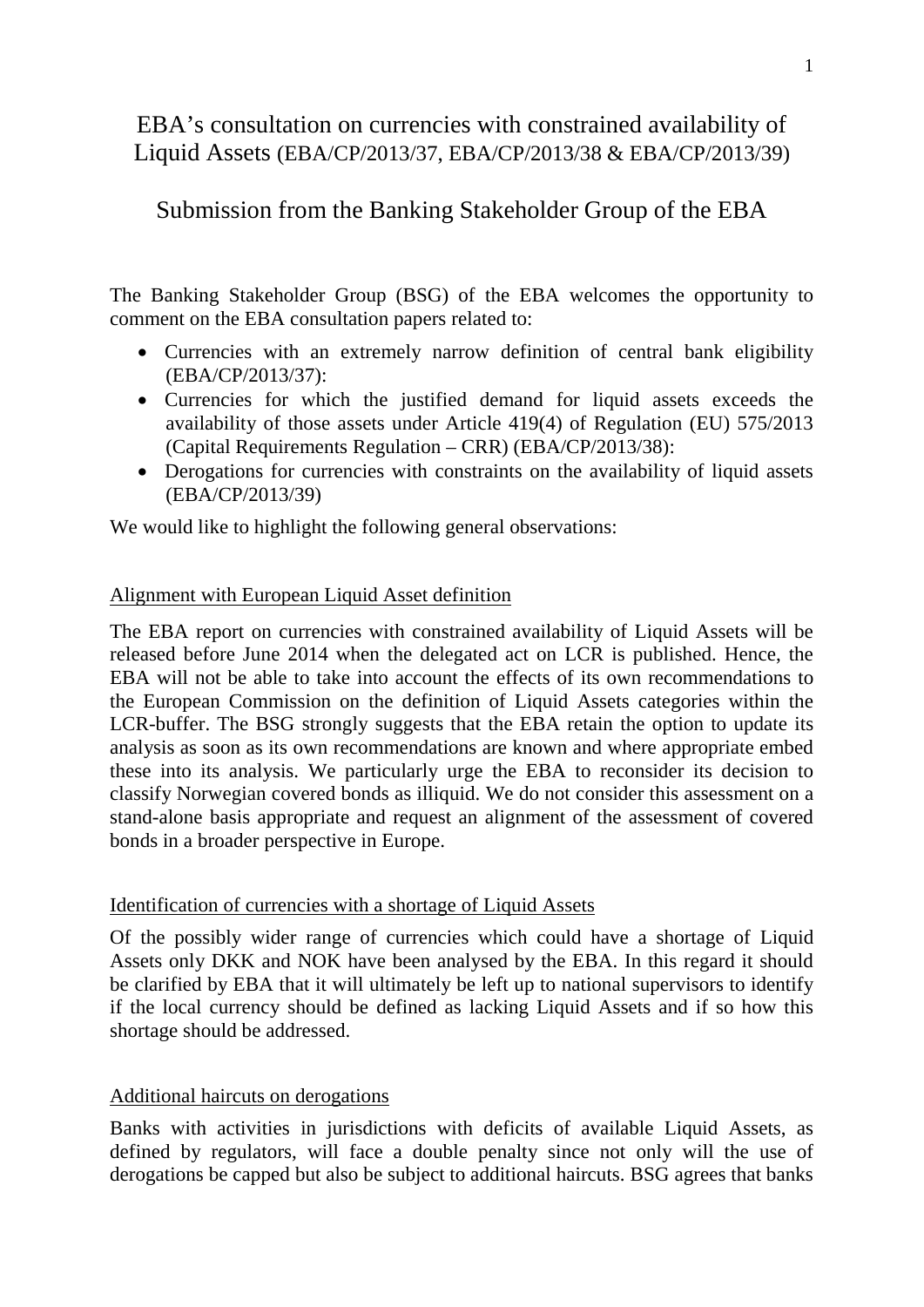# EBA's consultation on currencies with constrained availability of Liquid Assets (EBA/CP/2013/37, EBA/CP/2013/38 & EBA/CP/2013/39)

## Submission from the Banking Stakeholder Group of the EBA

The Banking Stakeholder Group (BSG) of the EBA welcomes the opportunity to comment on the EBA consultation papers related to:

- Currencies with an extremely narrow definition of central bank eligibility (EBA/CP/2013/37):
- Currencies for which the justified demand for liquid assets exceeds the availability of those assets under Article 419(4) of Regulation (EU) 575/2013 (Capital Requirements Regulation – CRR) (EBA/CP/2013/38):
- Derogations for currencies with constraints on the availability of liquid assets (EBA/CP/2013/39)

We would like to highlight the following general observations:

### Alignment with European Liquid Asset definition

The EBA report on currencies with constrained availability of Liquid Assets will be released before June 2014 when the delegated act on LCR is published. Hence, the EBA will not be able to take into account the effects of its own recommendations to the European Commission on the definition of Liquid Assets categories within the LCR-buffer. The BSG strongly suggests that the EBA retain the option to update its analysis as soon as its own recommendations are known and where appropriate embed these into its analysis. We particularly urge the EBA to reconsider its decision to classify Norwegian covered bonds as illiquid. We do not consider this assessment on a stand-alone basis appropriate and request an alignment of the assessment of covered bonds in a broader perspective in Europe.

### Identification of currencies with a shortage of Liquid Assets

Of the possibly wider range of currencies which could have a shortage of Liquid Assets only DKK and NOK have been analysed by the EBA. In this regard it should be clarified by EBA that it will ultimately be left up to national supervisors to identify if the local currency should be defined as lacking Liquid Assets and if so how this shortage should be addressed.

### Additional haircuts on derogations

Banks with activities in jurisdictions with deficits of available Liquid Assets, as defined by regulators, will face a double penalty since not only will the use of derogations be capped but also be subject to additional haircuts. BSG agrees that banks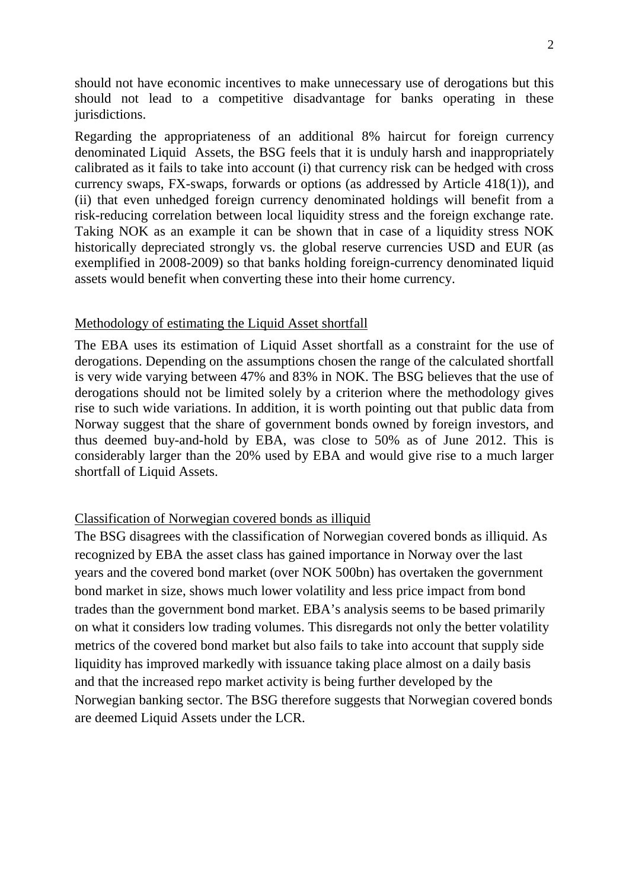should not have economic incentives to make unnecessary use of derogations but this should not lead to a competitive disadvantage for banks operating in these jurisdictions.

Regarding the appropriateness of an additional 8% haircut for foreign currency denominated Liquid Assets, the BSG feels that it is unduly harsh and inappropriately calibrated as it fails to take into account (i) that currency risk can be hedged with cross currency swaps, FX-swaps, forwards or options (as addressed by Article 418(1)), and (ii) that even unhedged foreign currency denominated holdings will benefit from a risk-reducing correlation between local liquidity stress and the foreign exchange rate. Taking NOK as an example it can be shown that in case of a liquidity stress NOK historically depreciated strongly vs. the global reserve currencies USD and EUR (as exemplified in 2008-2009) so that banks holding foreign-currency denominated liquid assets would benefit when converting these into their home currency.

Methodology of estimating the Liquid Asset shortfall

The EBA uses its estimation of Liquid Asset shortfall as a constraint for the use of derogations. Depending on the assumptions chosen the range of the calculated shortfall is very wide varying between 47% and 83% in NOK. The BSG believes that the use of derogations should not be limited solely by a criterion where the methodology gives rise to such wide variations. In addition, it is worth pointing out that public data from Norway suggest that the share of government bonds owned by foreign investors, and thus deemed buy-and-hold by EBA, was close to 50% as of June 2012. This is considerably larger than the 20% used by EBA and would give rise to a much larger shortfall of Liquid Assets.

Classification of Norwegian covered bonds as illiquid

The BSG disagrees with the classification of Norwegian covered bonds as illiquid. As recognized by EBA the asset class has gained importance in Norway over the last years and the covered bond market (over NOK 500bn) has overtaken the government bond market in size, shows much lower volatility and less price impact from bond trades than the government bond market. EBA's analysis seems to be based primarily on what it considers low trading volumes. This disregards not only the better volatility metrics of the covered bond market but also fails to take into account that supply side liquidity has improved markedly with issuance taking place almost on a daily basis and that the increased repo market activity is being further developed by the Norwegian banking sector. The BSG therefore suggests that Norwegian covered bonds are deemed Liquid Assets under the LCR.